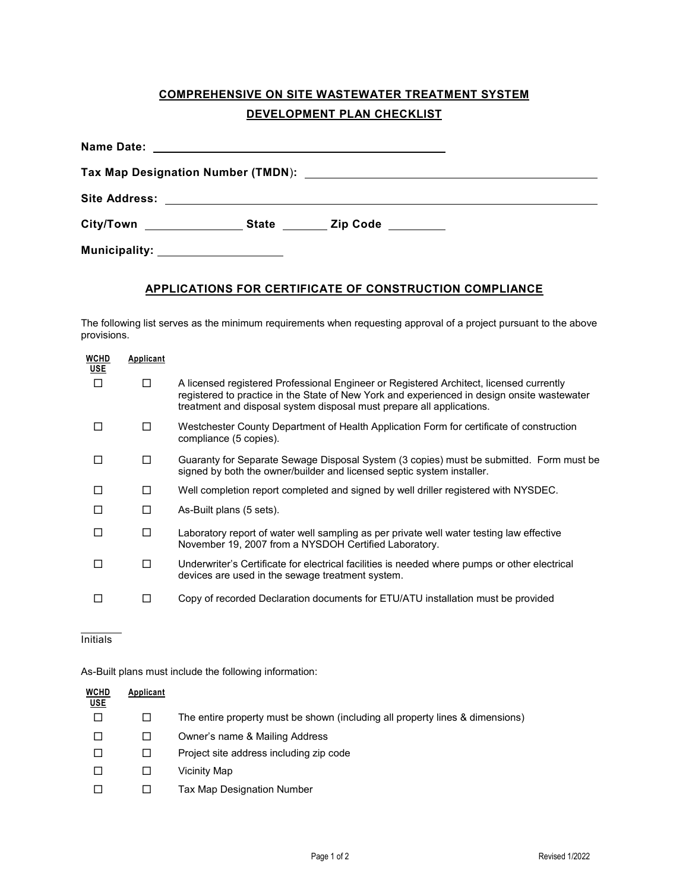## COMPREHENSIVE ON SITE WASTEWATER TREATMENT SYSTEM DEVELOPMENT PLAN CHECKLIST

**Name Date:** ____________________________________________

**Tax Map Designation Number (TMDN):** ____________________________________________

**Site Address:** ____________________________________________

**City/Town** ______________ **State** _______ **Zip Code** _________

**Municipality:** __________________

## APPLICATIONS FOR CERTIFICATE OF CONSTRUCTION COMPLIANCE

The following list serves as the minimum requirements when requesting approval of a project pursuant to the above provisions.

| WCHD USE | Applicant | |
|---|---|---|
| ☐ | ☐ | A licensed registered Professional Engineer or Registered Architect, licensed currently registered to practice in the State of New York and experienced in design onsite wastewater treatment and disposal system disposal must prepare all applications. |
| ☐ | ☐ | Westchester County Department of Health Application Form for certificate of construction compliance (5 copies). |
| ☐ | ☐ | Guaranty for Separate Sewage Disposal System (3 copies) must be submitted. Form must be signed by both the owner/builder and licensed septic system installer. |
| ☐ | ☐ | Well completion report completed and signed by well driller registered with NYSDEC. |
| ☐ | ☐ | As-Built plans (5 sets). |
| ☐ | ☐ | Laboratory report of water well sampling as per private well water testing law effective November 19, 2007 from a NYSDOH Certified Laboratory. |
| ☐ | ☐ | Underwriter's Certificate for electrical facilities is needed where pumps or other electrical devices are used in the sewage treatment system. |
| ☐ | ☐ | Copy of recorded Declaration documents for ETU/ATU installation must be provided |

________
Initials

As-Built plans must include the following information:

| WCHD USE | Applicant | |
|---|---|---|
| ☐ | ☐ | The entire property must be shown (including all property lines & dimensions) |
| ☐ | ☐ | Owner's name & Mailing Address |
| ☐ | ☐ | Project site address including zip code |
| ☐ | ☐ | Vicinity Map |
| ☐ | ☐ | Tax Map Designation Number |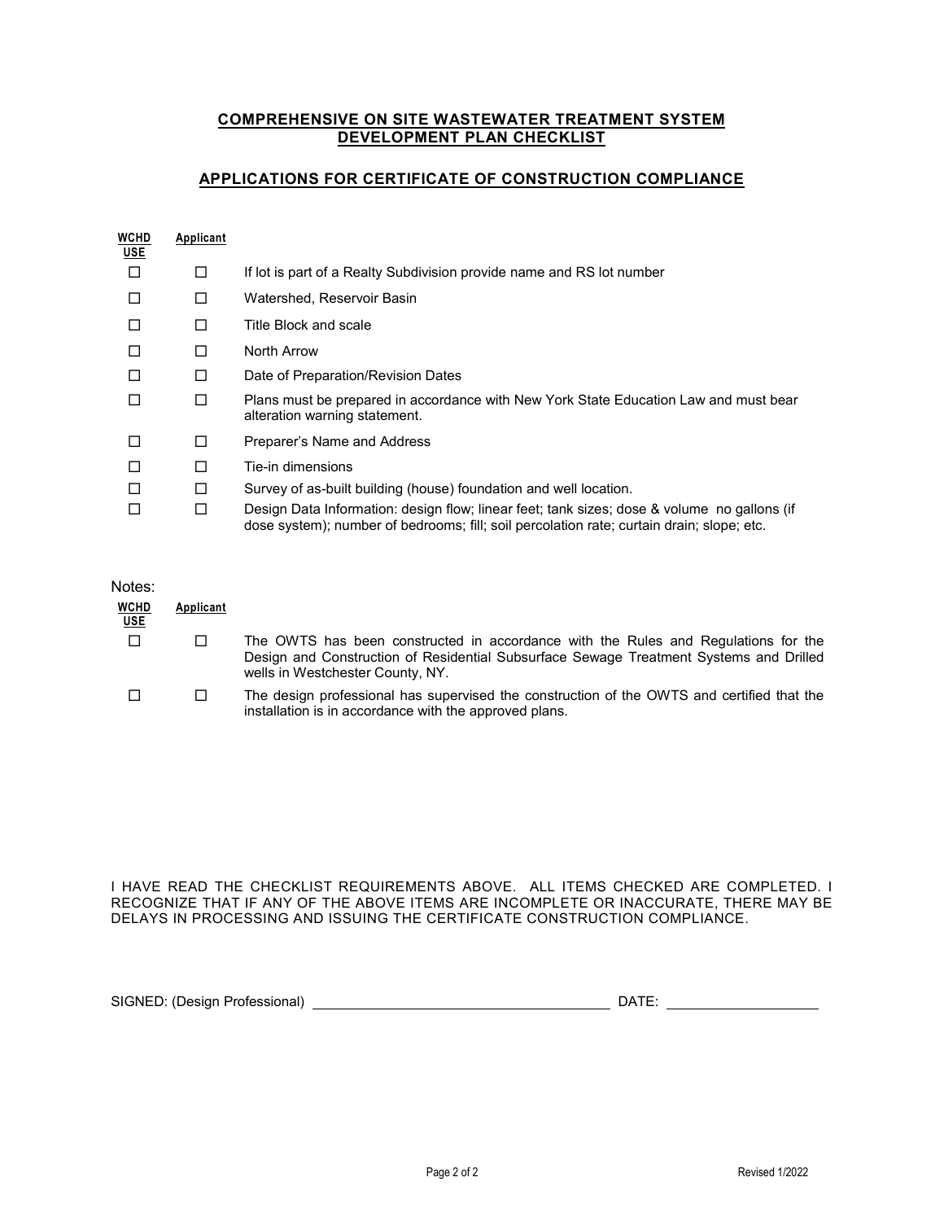## COMPREHENSIVE ON SITE WASTEWATER TREATMENT SYSTEM DEVELOPMENT PLAN CHECKLIST

## APPLICATIONS FOR CERTIFICATE OF CONSTRUCTION COMPLIANCE

| WCHD USE | Applicant | |
|---|---|---|
| ☐ | ☐ | If lot is part of a Realty Subdivision provide name and RS lot number |
| ☐ | ☐ | Watershed, Reservoir Basin |
| ☐ | ☐ | Title Block and scale |
| ☐ | ☐ | North Arrow |
| ☐ | ☐ | Date of Preparation/Revision Dates |
| ☐ | ☐ | Plans must be prepared in accordance with New York State Education Law and must bear alteration warning statement. |
| ☐ | ☐ | Preparer's Name and Address |
| ☐ | ☐ | Tie-in dimensions |
| ☐ | ☐ | Survey of as-built building (house) foundation and well location. |
| ☐ | ☐ | Design Data Information: design flow; linear feet; tank sizes; dose & volume no gallons (if dose system); number of bedrooms; fill; soil percolation rate; curtain drain; slope; etc. |

Notes:

| WCHD USE | Applicant | |
|---|---|---|
| ☐ | ☐ | The OWTS has been constructed in accordance with the Rules and Regulations for the Design and Construction of Residential Subsurface Sewage Treatment Systems and Drilled wells in Westchester County, NY. |
| ☐ | ☐ | The design professional has supervised the construction of the OWTS and certified that the installation is in accordance with the approved plans. |

I HAVE READ THE CHECKLIST REQUIREMENTS ABOVE. ALL ITEMS CHECKED ARE COMPLETED. I RECOGNIZE THAT IF ANY OF THE ABOVE ITEMS ARE INCOMPLETE OR INACCURATE, THERE MAY BE DELAYS IN PROCESSING AND ISSUING THE CERTIFICATE CONSTRUCTION COMPLIANCE.

SIGNED: (Design Professional) ______________________________ DATE: ____________________

Revised 1/2022